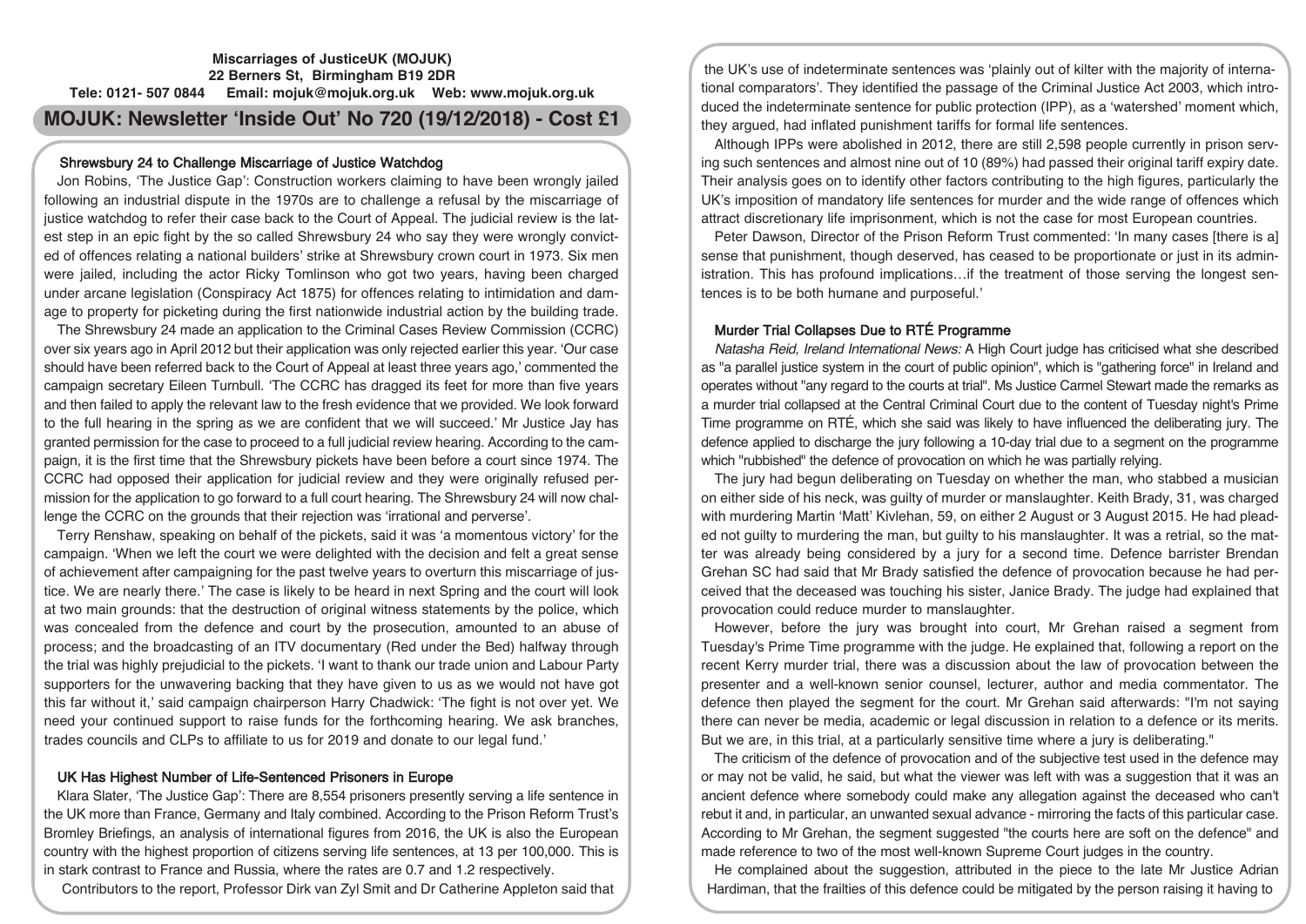**Miscarriages of JusticeUK (MOJUK)**
**22 Berners St, Birmingham B19 2DR**
**Tele: 0121- 507 0844 Email: mojuk@mojuk.org.uk Web: www.mojuk.org.uk**

# MOJUK: Newsletter 'Inside Out' No 720 (19/12/2018) - Cost £1

## Shrewsbury 24 to Challenge Miscarriage of Justice Watchdog

Jon Robins, 'The Justice Gap': Construction workers claiming to have been wrongly jailed following an industrial dispute in the 1970s are to challenge a refusal by the miscarriage of justice watchdog to refer their case back to the Court of Appeal. The judicial review is the latest step in an epic fight by the so called Shrewsbury 24 who say they were wrongly convicted of offences relating a national builders' strike at Shrewsbury crown court in 1973. Six men were jailed, including the actor Ricky Tomlinson who got two years, having been charged under arcane legislation (Conspiracy Act 1875) for offences relating to intimidation and damage to property for picketing during the first nationwide industrial action by the building trade.

The Shrewsbury 24 made an application to the Criminal Cases Review Commission (CCRC) over six years ago in April 2012 but their application was only rejected earlier this year. 'Our case should have been referred back to the Court of Appeal at least three years ago,' commented the campaign secretary Eileen Turnbull. 'The CCRC has dragged its feet for more than five years and then failed to apply the relevant law to the fresh evidence that we provided. We look forward to the full hearing in the spring as we are confident that we will succeed.' Mr Justice Jay has granted permission for the case to proceed to a full judicial review hearing. According to the campaign, it is the first time that the Shrewsbury pickets have been before a court since 1974. The CCRC had opposed their application for judicial review and they were originally refused permission for the application to go forward to a full court hearing. The Shrewsbury 24 will now challenge the CCRC on the grounds that their rejection was 'irrational and perverse'.

Terry Renshaw, speaking on behalf of the pickets, said it was 'a momentous victory' for the campaign. 'When we left the court we were delighted with the decision and felt a great sense of achievement after campaigning for the past twelve years to overturn this miscarriage of justice. We are nearly there.' The case is likely to be heard in next Spring and the court will look at two main grounds: that the destruction of original witness statements by the police, which was concealed from the defence and court by the prosecution, amounted to an abuse of process; and the broadcasting of an ITV documentary (Red under the Bed) halfway through the trial was highly prejudicial to the pickets. 'I want to thank our trade union and Labour Party supporters for the unwavering backing that they have given to us as we would not have got this far without it,' said campaign chairperson Harry Chadwick: 'The fight is not over yet. We need your continued support to raise funds for the forthcoming hearing. We ask branches, trades councils and CLPs to affiliate to us for 2019 and donate to our legal fund.'

## UK Has Highest Number of Life-Sentenced Prisoners in Europe

Klara Slater, 'The Justice Gap': There are 8,554 prisoners presently serving a life sentence in the UK more than France, Germany and Italy combined. According to the Prison Reform Trust's Bromley Briefings, an analysis of international figures from 2016, the UK is also the European country with the highest proportion of citizens serving life sentences, at 13 per 100,000. This is in stark contrast to France and Russia, where the rates are 0.7 and 1.2 respectively.

Contributors to the report, Professor Dirk van Zyl Smit and Dr Catherine Appleton said that the UK's use of indeterminate sentences was 'plainly out of kilter with the majority of international comparators'. They identified the passage of the Criminal Justice Act 2003, which introduced the indeterminate sentence for public protection (IPP), as a 'watershed' moment which, they argued, had inflated punishment tariffs for formal life sentences.

Although IPPs were abolished in 2012, there are still 2,598 people currently in prison serving such sentences and almost nine out of 10 (89%) had passed their original tariff expiry date. Their analysis goes on to identify other factors contributing to the high figures, particularly the UK's imposition of mandatory life sentences for murder and the wide range of offences which attract discretionary life imprisonment, which is not the case for most European countries.

Peter Dawson, Director of the Prison Reform Trust commented: 'In many cases [there is a] sense that punishment, though deserved, has ceased to be proportionate or just in its administration. This has profound implications…if the treatment of those serving the longest sentences is to be both humane and purposeful.'

## Murder Trial Collapses Due to RTÉ Programme

*Natasha Reid, Ireland International News:* A High Court judge has criticised what she described as "a parallel justice system in the court of public opinion", which is "gathering force" in Ireland and operates without "any regard to the courts at trial". Ms Justice Carmel Stewart made the remarks as a murder trial collapsed at the Central Criminal Court due to the content of Tuesday night's Prime Time programme on RTÉ, which she said was likely to have influenced the deliberating jury. The defence applied to discharge the jury following a 10-day trial due to a segment on the programme which "rubbished" the defence of provocation on which he was partially relying.

The jury had begun deliberating on Tuesday on whether the man, who stabbed a musician on either side of his neck, was guilty of murder or manslaughter. Keith Brady, 31, was charged with murdering Martin 'Matt' Kivlehan, 59, on either 2 August or 3 August 2015. He had pleaded not guilty to murdering the man, but guilty to his manslaughter. It was a retrial, so the matter was already being considered by a jury for a second time. Defence barrister Brendan Grehan SC had said that Mr Brady satisfied the defence of provocation because he had perceived that the deceased was touching his sister, Janice Brady. The judge had explained that provocation could reduce murder to manslaughter.

However, before the jury was brought into court, Mr Grehan raised a segment from Tuesday's Prime Time programme with the judge. He explained that, following a report on the recent Kerry murder trial, there was a discussion about the law of provocation between the presenter and a well-known senior counsel, lecturer, author and media commentator. The defence then played the segment for the court. Mr Grehan said afterwards: "I'm not saying there can never be media, academic or legal discussion in relation to a defence or its merits. But we are, in this trial, at a particularly sensitive time where a jury is deliberating."

The criticism of the defence of provocation and of the subjective test used in the defence may or may not be valid, he said, but what the viewer was left with was a suggestion that it was an ancient defence where somebody could make any allegation against the deceased who can't rebut it and, in particular, an unwanted sexual advance - mirroring the facts of this particular case. According to Mr Grehan, the segment suggested "the courts here are soft on the defence" and made reference to two of the most well-known Supreme Court judges in the country.

He complained about the suggestion, attributed in the piece to the late Mr Justice Adrian Hardiman, that the frailties of this defence could be mitigated by the person raising it having to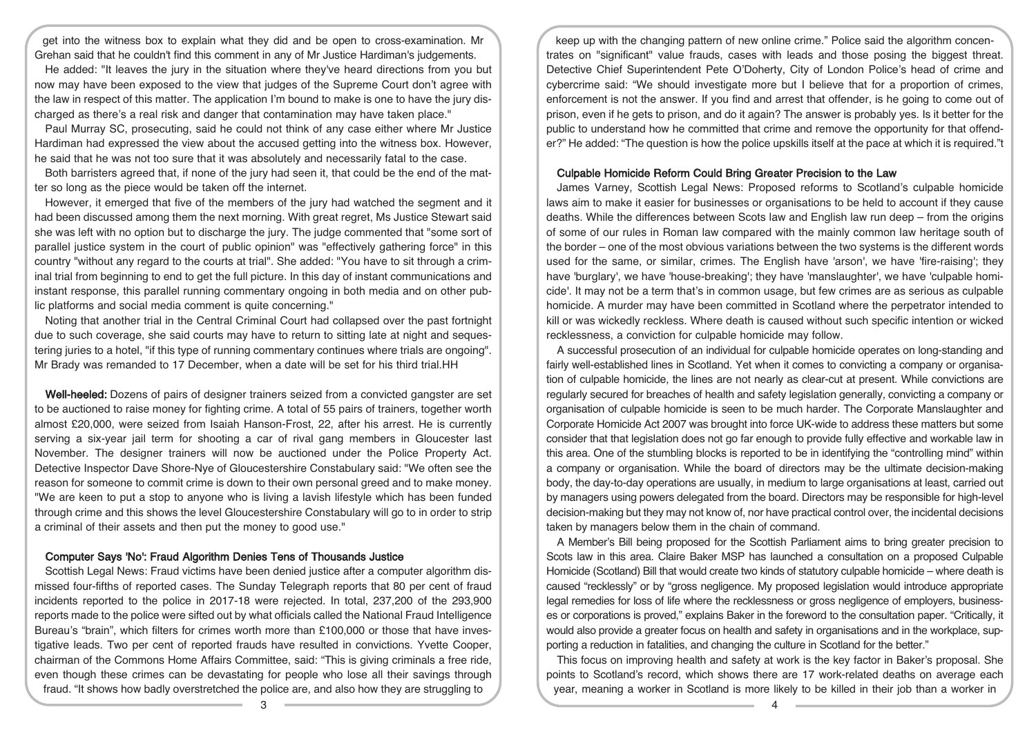get into the witness box to explain what they did and be open to cross-examination. Mr Grehan said that he couldn't find this comment in any of Mr Justice Hardiman's judgements.

He added: "It leaves the jury in the situation where they've heard directions from you but now may have been exposed to the view that judges of the Supreme Court don't agree with the law in respect of this matter. The application I'm bound to make is one to have the jury discharged as there's a real risk and danger that contamination may have taken place."

Paul Murray SC, prosecuting, said he could not think of any case either where Mr Justice Hardiman had expressed the view about the accused getting into the witness box. However, he said that he was not too sure that it was absolutely and necessarily fatal to the case.

Both barristers agreed that, if none of the jury had seen it, that could be the end of the matter so long as the piece would be taken off the internet.

However, it emerged that five of the members of the jury had watched the segment and it had been discussed among them the next morning. With great regret, Ms Justice Stewart said she was left with no option but to discharge the jury. The judge commented that "some sort of parallel justice system in the court of public opinion" was "effectively gathering force" in this country "without any regard to the courts at trial". She added: "You have to sit through a criminal trial from beginning to end to get the full picture. In this day of instant communications and instant response, this parallel running commentary ongoing in both media and on other public platforms and social media comment is quite concerning."

Noting that another trial in the Central Criminal Court had collapsed over the past fortnight due to such coverage, she said courts may have to return to sitting late at night and sequestering juries to a hotel, "if this type of running commentary continues where trials are ongoing". Mr Brady was remanded to 17 December, when a date will be set for his third trial.HH

**Well-heeled:** Dozens of pairs of designer trainers seized from a convicted gangster are set to be auctioned to raise money for fighting crime. A total of 55 pairs of trainers, together worth almost £20,000, were seized from Isaiah Hanson-Frost, 22, after his arrest. He is currently serving a six-year jail term for shooting a car of rival gang members in Gloucester last November. The designer trainers will now be auctioned under the Police Property Act. Detective Inspector Dave Shore-Nye of Gloucestershire Constabulary said: "We often see the reason for someone to commit crime is down to their own personal greed and to make money. "We are keen to put a stop to anyone who is living a lavish lifestyle which has been funded through crime and this shows the level Gloucestershire Constabulary will go to in order to strip a criminal of their assets and then put the money to good use."

### Computer Says 'No': Fraud Algorithm Denies Tens of Thousands Justice

Scottish Legal News: Fraud victims have been denied justice after a computer algorithm dismissed four-fifths of reported cases. The Sunday Telegraph reports that 80 per cent of fraud incidents reported to the police in 2017-18 were rejected. In total, 237,200 of the 293,900 reports made to the police were sifted out by what officials called the National Fraud Intelligence Bureau's "brain", which filters for crimes worth more than £100,000 or those that have investigative leads. Two per cent of reported frauds have resulted in convictions. Yvette Cooper, chairman of the Commons Home Affairs Committee, said: "This is giving criminals a free ride, even though these crimes can be devastating for people who lose all their savings through fraud. "It shows how badly overstretched the police are, and also how they are struggling to keep up with the changing pattern of new online crime." Police said the algorithm concentrates on "significant" value frauds, cases with leads and those posing the biggest threat. Detective Chief Superintendent Pete O'Doherty, City of London Police's head of crime and cybercrime said: "We should investigate more but I believe that for a proportion of crimes, enforcement is not the answer. If you find and arrest that offender, is he going to come out of prison, even if he gets to prison, and do it again? The answer is probably yes. Is it better for the public to understand how he committed that crime and remove the opportunity for that offender?" He added: "The question is how the police upskills itself at the pace at which it is required."t

### Culpable Homicide Reform Could Bring Greater Precision to the Law

James Varney, Scottish Legal News: Proposed reforms to Scotland's culpable homicide laws aim to make it easier for businesses or organisations to be held to account if they cause deaths. While the differences between Scots law and English law run deep – from the origins of some of our rules in Roman law compared with the mainly common law heritage south of the border – one of the most obvious variations between the two systems is the different words used for the same, or similar, crimes. The English have 'arson', we have 'fire-raising'; they have 'burglary', we have 'house-breaking'; they have 'manslaughter', we have 'culpable homicide'. It may not be a term that's in common usage, but few crimes are as serious as culpable homicide. A murder may have been committed in Scotland where the perpetrator intended to kill or was wickedly reckless. Where death is caused without such specific intention or wicked recklessness, a conviction for culpable homicide may follow.

A successful prosecution of an individual for culpable homicide operates on long-standing and fairly well-established lines in Scotland. Yet when it comes to convicting a company or organisation of culpable homicide, the lines are not nearly as clear-cut at present. While convictions are regularly secured for breaches of health and safety legislation generally, convicting a company or organisation of culpable homicide is seen to be much harder. The Corporate Manslaughter and Corporate Homicide Act 2007 was brought into force UK-wide to address these matters but some consider that that legislation does not go far enough to provide fully effective and workable law in this area. One of the stumbling blocks is reported to be in identifying the "controlling mind" within a company or organisation. While the board of directors may be the ultimate decision-making body, the day-to-day operations are usually, in medium to large organisations at least, carried out by managers using powers delegated from the board. Directors may be responsible for high-level decision-making but they may not know of, nor have practical control over, the incidental decisions taken by managers below them in the chain of command.

A Member's Bill being proposed for the Scottish Parliament aims to bring greater precision to Scots law in this area. Claire Baker MSP has launched a consultation on a proposed Culpable Homicide (Scotland) Bill that would create two kinds of statutory culpable homicide – where death is caused "recklessly" or by "gross negligence. My proposed legislation would introduce appropriate legal remedies for loss of life where the recklessness or gross negligence of employers, businesses or corporations is proved," explains Baker in the foreword to the consultation paper. "Critically, it would also provide a greater focus on health and safety in organisations and in the workplace, supporting a reduction in fatalities, and changing the culture in Scotland for the better."

This focus on improving health and safety at work is the key factor in Baker's proposal. She points to Scotland's record, which shows there are 17 work-related deaths on average each year, meaning a worker in Scotland is more likely to be killed in their job than a worker in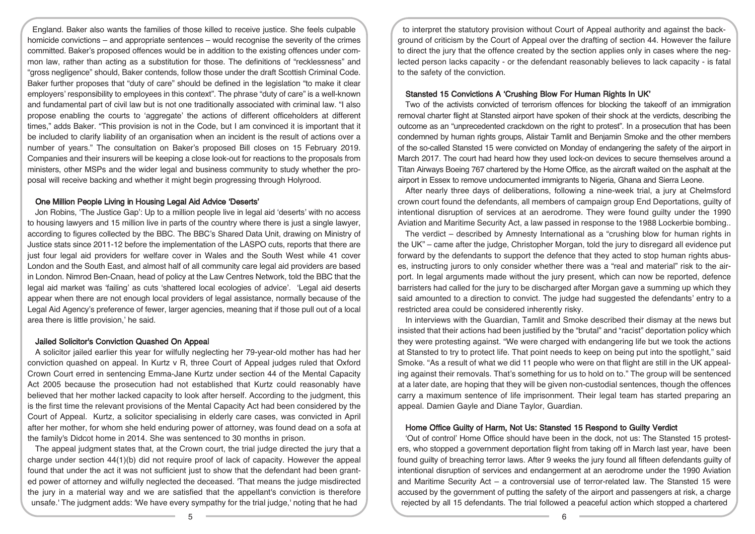England. Baker also wants the families of those killed to receive justice. She feels culpable homicide convictions – and appropriate sentences – would recognise the severity of the crimes committed. Baker's proposed offences would be in addition to the existing offences under common law, rather than acting as a substitution for those. The definitions of "recklessness" and "gross negligence" should, Baker contends, follow those under the draft Scottish Criminal Code. Baker further proposes that "duty of care" should be defined in the legislation "to make it clear employers' responsibility to employees in this context". The phrase "duty of care" is a well-known and fundamental part of civil law but is not one traditionally associated with criminal law. "I also propose enabling the courts to 'aggregate' the actions of different officeholders at different times," adds Baker. "This provision is not in the Code, but I am convinced it is important that it be included to clarify liability of an organisation when an incident is the result of actions over a number of years." The consultation on Baker's proposed Bill closes on 15 February 2019. Companies and their insurers will be keeping a close look-out for reactions to the proposals from ministers, other MSPs and the wider legal and business community to study whether the proposal will receive backing and whether it might begin progressing through Holyrood.

### One Million People Living in Housing Legal Aid Advice 'Deserts'

Jon Robins, 'The Justice Gap': Up to a million people live in legal aid 'deserts' with no access to housing lawyers and 15 million live in parts of the country where there is just a single lawyer, according to figures collected by the BBC. The BBC's Shared Data Unit, drawing on Ministry of Justice stats since 2011-12 before the implementation of the LASPO cuts, reports that there are just four legal aid providers for welfare cover in Wales and the South West while 41 cover London and the South East, and almost half of all community care legal aid providers are based in London. Nimrod Ben-Cnaan, head of policy at the Law Centres Network, told the BBC that the legal aid market was 'failing' as cuts 'shattered local ecologies of advice'. 'Legal aid deserts appear when there are not enough local providers of legal assistance, normally because of the Legal Aid Agency's preference of fewer, larger agencies, meaning that if those pull out of a local area there is little provision,' he said.

### Jailed Solicitor's Conviction Quashed On Appeal

A solicitor jailed earlier this year for wilfully neglecting her 79-year-old mother has had her conviction quashed on appeal. In Kurtz v R, three Court of Appeal judges ruled that Oxford Crown Court erred in sentencing Emma-Jane Kurtz under section 44 of the Mental Capacity Act 2005 because the prosecution had not established that Kurtz could reasonably have believed that her mother lacked capacity to look after herself. According to the judgment, this is the first time the relevant provisions of the Mental Capacity Act had been considered by the Court of Appeal. Kurtz, a solicitor specialising in elderly care cases, was convicted in April after her mother, for whom she held enduring power of attorney, was found dead on a sofa at the family's Didcot home in 2014. She was sentenced to 30 months in prison.

The appeal judgment states that, at the Crown court, the trial judge directed the jury that a charge under section 44(1)(b) did not require proof of lack of capacity. However the appeal found that under the act it was not sufficient just to show that the defendant had been granted power of attorney and wilfully neglected the deceased. 'That means the judge misdirected the jury in a material way and we are satisfied that the appellant's conviction is therefore unsafe.' The judgment adds: 'We have every sympathy for the trial judge,' noting that he had to interpret the statutory provision without Court of Appeal authority and against the background of criticism by the Court of Appeal over the drafting of section 44. However the failure to direct the jury that the offence created by the section applies only in cases where the neglected person lacks capacity - or the defendant reasonably believes to lack capacity - is fatal to the safety of the conviction.

### Stansted 15 Convictions A 'Crushing Blow For Human Rights In UK'

Two of the activists convicted of terrorism offences for blocking the takeoff of an immigration removal charter flight at Stansted airport have spoken of their shock at the verdicts, describing the outcome as an "unprecedented crackdown on the right to protest". In a prosecution that has been condemned by human rights groups, Alistair Tamlit and Benjamin Smoke and the other members of the so-called Stansted 15 were convicted on Monday of endangering the safety of the airport in March 2017. The court had heard how they used lock-on devices to secure themselves around a Titan Airways Boeing 767 chartered by the Home Office, as the aircraft waited on the asphalt at the airport in Essex to remove undocumented immigrants to Nigeria, Ghana and Sierra Leone.

After nearly three days of deliberations, following a nine-week trial, a jury at Chelmsford crown court found the defendants, all members of campaign group End Deportations, guilty of intentional disruption of services at an aerodrome. They were found guilty under the 1990 Aviation and Maritime Security Act, a law passed in response to the 1988 Lockerbie bombing..

The verdict – described by Amnesty International as a "crushing blow for human rights in the UK" – came after the judge, Christopher Morgan, told the jury to disregard all evidence put forward by the defendants to support the defence that they acted to stop human rights abuses, instructing jurors to only consider whether there was a "real and material" risk to the airport. In legal arguments made without the jury present, which can now be reported, defence barristers had called for the jury to be discharged after Morgan gave a summing up which they said amounted to a direction to convict. The judge had suggested the defendants' entry to a restricted area could be considered inherently risky.

In interviews with the Guardian, Tamlit and Smoke described their dismay at the news but insisted that their actions had been justified by the "brutal" and "racist" deportation policy which they were protesting against. "We were charged with endangering life but we took the actions at Stansted to try to protect life. That point needs to keep on being put into the spotlight," said Smoke. "As a result of what we did 11 people who were on that flight are still in the UK appealing against their removals. That's something for us to hold on to." The group will be sentenced at a later date, are hoping that they will be given non-custodial sentences, though the offences carry a maximum sentence of life imprisonment. Their legal team has started preparing an appeal. Damien Gayle and Diane Taylor, Guardian.

### Home Office Guilty of Harm, Not Us: Stansted 15 Respond to Guilty Verdict

'Out of control' Home Office should have been in the dock, not us: The Stansted 15 protesters, who stopped a government deportation flight from taking off in March last year, have been found guilty of breaching terror laws. After 9 weeks the jury found all fifteen defendants guilty of intentional disruption of services and endangerment at an aerodrome under the 1990 Aviation and Maritime Security Act – a controversial use of terror-related law. The Stansted 15 were accused by the government of putting the safety of the airport and passengers at risk, a charge rejected by all 15 defendants. The trial followed a peaceful action which stopped a chartered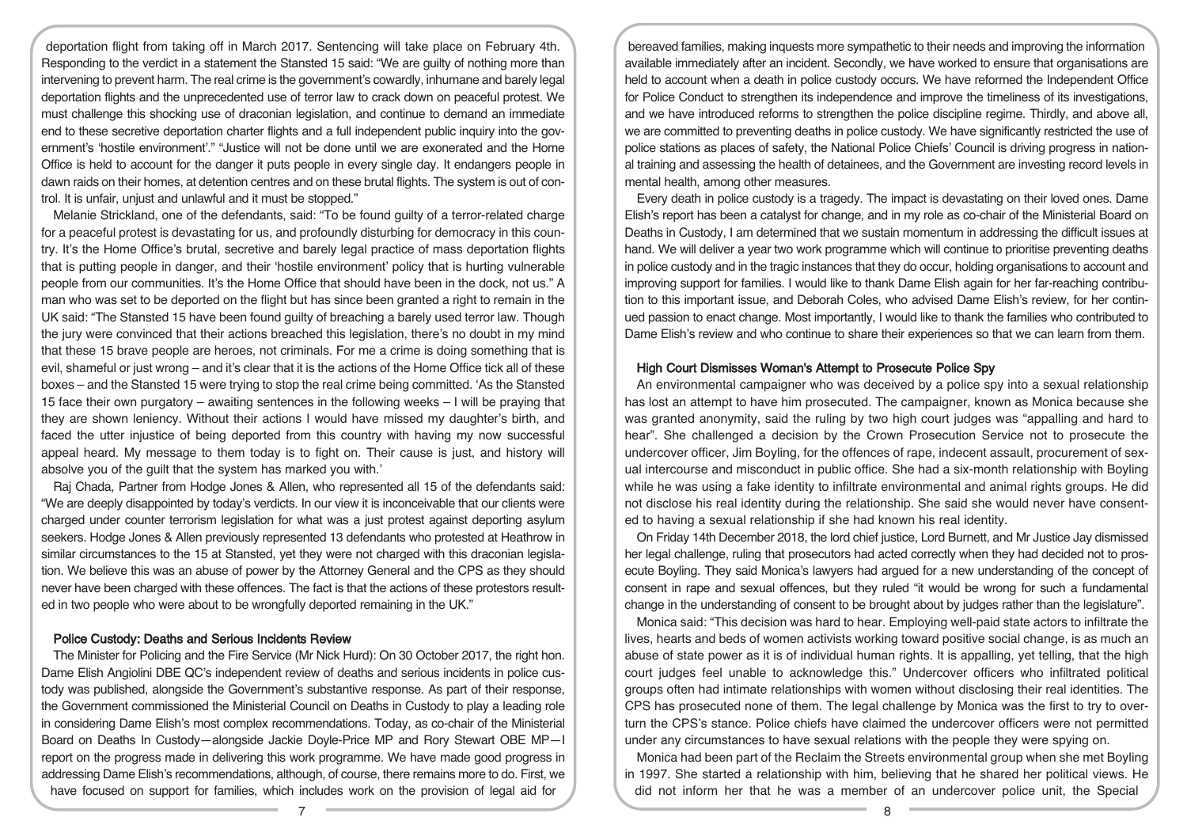deportation flight from taking off in March 2017. Sentencing will take place on February 4th. Responding to the verdict in a statement the Stansted 15 said: "We are guilty of nothing more than intervening to prevent harm. The real crime is the government's cowardly, inhumane and barely legal deportation flights and the unprecedented use of terror law to crack down on peaceful protest. We must challenge this shocking use of draconian legislation, and continue to demand an immediate end to these secretive deportation charter flights and a full independent public inquiry into the government's 'hostile environment'." "Justice will not be done until we are exonerated and the Home Office is held to account for the danger it puts people in every single day. It endangers people in dawn raids on their homes, at detention centres and on these brutal flights. The system is out of control. It is unfair, unjust and unlawful and it must be stopped."

Melanie Strickland, one of the defendants, said: "To be found guilty of a terror-related charge for a peaceful protest is devastating for us, and profoundly disturbing for democracy in this country. It's the Home Office's brutal, secretive and barely legal practice of mass deportation flights that is putting people in danger, and their 'hostile environment' policy that is hurting vulnerable people from our communities. It's the Home Office that should have been in the dock, not us." A man who was set to be deported on the flight but has since been granted a right to remain in the UK said: "The Stansted 15 have been found guilty of breaching a barely used terror law. Though the jury were convinced that their actions breached this legislation, there's no doubt in my mind that these 15 brave people are heroes, not criminals. For me a crime is doing something that is evil, shameful or just wrong – and it's clear that it is the actions of the Home Office tick all of these boxes – and the Stansted 15 were trying to stop the real crime being committed. 'As the Stansted 15 face their own purgatory – awaiting sentences in the following weeks – I will be praying that they are shown leniency. Without their actions I would have missed my daughter's birth, and faced the utter injustice of being deported from this country with having my now successful appeal heard. My message to them today is to fight on. Their cause is just, and history will absolve you of the guilt that the system has marked you with.'

Raj Chada, Partner from Hodge Jones & Allen, who represented all 15 of the defendants said: "We are deeply disappointed by today's verdicts. In our view it is inconceivable that our clients were charged under counter terrorism legislation for what was a just protest against deporting asylum seekers. Hodge Jones & Allen previously represented 13 defendants who protested at Heathrow in similar circumstances to the 15 at Stansted, yet they were not charged with this draconian legislation. We believe this was an abuse of power by the Attorney General and the CPS as they should never have been charged with these offences. The fact is that the actions of these protestors resulted in two people who were about to be wrongfully deported remaining in the UK."

### Police Custody: Deaths and Serious Incidents Review

The Minister for Policing and the Fire Service (Mr Nick Hurd): On 30 October 2017, the right hon. Dame Elish Angiolini DBE QC's independent review of deaths and serious incidents in police custody was published, alongside the Government's substantive response. As part of their response, the Government commissioned the Ministerial Council on Deaths in Custody to play a leading role in considering Dame Elish's most complex recommendations. Today, as co-chair of the Ministerial Board on Deaths In Custody—alongside Jackie Doyle-Price MP and Rory Stewart OBE MP—I report on the progress made in delivering this work programme. We have made good progress in addressing Dame Elish's recommendations, although, of course, there remains more to do. First, we have focused on support for families, which includes work on the provision of legal aid for bereaved families, making inquests more sympathetic to their needs and improving the information available immediately after an incident. Secondly, we have worked to ensure that organisations are held to account when a death in police custody occurs. We have reformed the Independent Office for Police Conduct to strengthen its independence and improve the timeliness of its investigations, and we have introduced reforms to strengthen the police discipline regime. Thirdly, and above all, we are committed to preventing deaths in police custody. We have significantly restricted the use of police stations as places of safety, the National Police Chiefs' Council is driving progress in national training and assessing the health of detainees, and the Government are investing record levels in mental health, among other measures.

Every death in police custody is a tragedy. The impact is devastating on their loved ones. Dame Elish's report has been a catalyst for change, and in my role as co-chair of the Ministerial Board on Deaths in Custody, I am determined that we sustain momentum in addressing the difficult issues at hand. We will deliver a year two work programme which will continue to prioritise preventing deaths in police custody and in the tragic instances that they do occur, holding organisations to account and improving support for families. I would like to thank Dame Elish again for her far-reaching contribution to this important issue, and Deborah Coles, who advised Dame Elish's review, for her continued passion to enact change. Most importantly, I would like to thank the families who contributed to Dame Elish's review and who continue to share their experiences so that we can learn from them.

### High Court Dismisses Woman's Attempt to Prosecute Police Spy

An environmental campaigner who was deceived by a police spy into a sexual relationship has lost an attempt to have him prosecuted. The campaigner, known as Monica because she was granted anonymity, said the ruling by two high court judges was "appalling and hard to hear". She challenged a decision by the Crown Prosecution Service not to prosecute the undercover officer, Jim Boyling, for the offences of rape, indecent assault, procurement of sexual intercourse and misconduct in public office. She had a six-month relationship with Boyling while he was using a fake identity to infiltrate environmental and animal rights groups. He did not disclose his real identity during the relationship. She said she would never have consented to having a sexual relationship if she had known his real identity.

On Friday 14th December 2018, the lord chief justice, Lord Burnett, and Mr Justice Jay dismissed her legal challenge, ruling that prosecutors had acted correctly when they had decided not to prosecute Boyling. They said Monica's lawyers had argued for a new understanding of the concept of consent in rape and sexual offences, but they ruled "it would be wrong for such a fundamental change in the understanding of consent to be brought about by judges rather than the legislature".

Monica said: "This decision was hard to hear. Employing well-paid state actors to infiltrate the lives, hearts and beds of women activists working toward positive social change, is as much an abuse of state power as it is of individual human rights. It is appalling, yet telling, that the high court judges feel unable to acknowledge this." Undercover officers who infiltrated political groups often had intimate relationships with women without disclosing their real identities. The CPS has prosecuted none of them. The legal challenge by Monica was the first to try to overturn the CPS's stance. Police chiefs have claimed the undercover officers were not permitted under any circumstances to have sexual relations with the people they were spying on.

Monica had been part of the Reclaim the Streets environmental group when she met Boyling in 1997. She started a relationship with him, believing that he shared her political views. He did not inform her that he was a member of an undercover police unit, the Special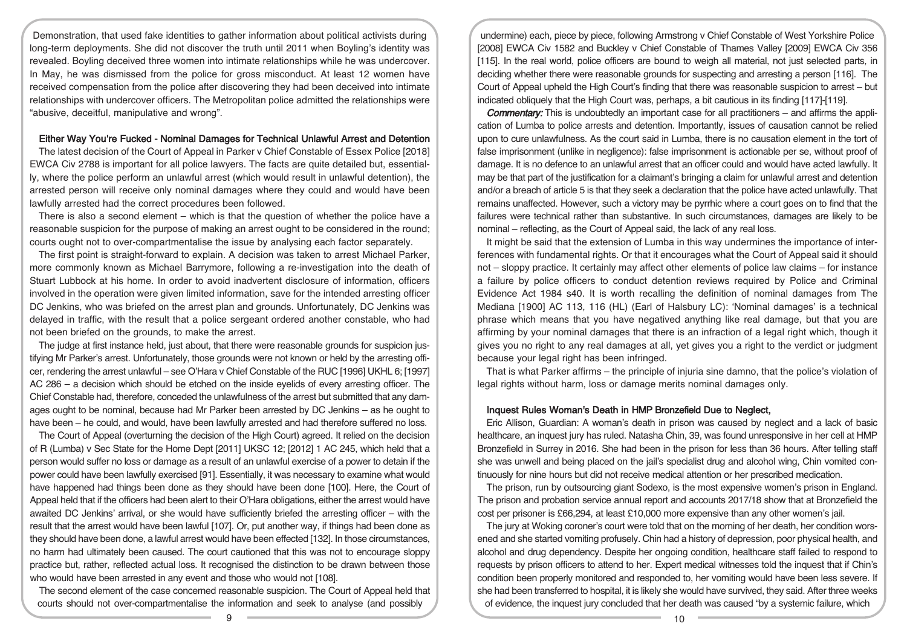Demonstration, that used fake identities to gather information about political activists during long-term deployments. She did not discover the truth until 2011 when Boyling's identity was revealed. Boyling deceived three women into intimate relationships while he was undercover. In May, he was dismissed from the police for gross misconduct. At least 12 women have received compensation from the police after discovering they had been deceived into intimate relationships with undercover officers. The Metropolitan police admitted the relationships were "abusive, deceitful, manipulative and wrong".

### Either Way You're Fucked - Nominal Damages for Technical Unlawful Arrest and Detention

The latest decision of the Court of Appeal in Parker v Chief Constable of Essex Police [2018] EWCA Civ 2788 is important for all police lawyers. The facts are quite detailed but, essentially, where the police perform an unlawful arrest (which would result in unlawful detention), the arrested person will receive only nominal damages where they could and would have been lawfully arrested had the correct procedures been followed.

There is also a second element – which is that the question of whether the police have a reasonable suspicion for the purpose of making an arrest ought to be considered in the round; courts ought not to over-compartmentalise the issue by analysing each factor separately.

The first point is straight-forward to explain. A decision was taken to arrest Michael Parker, more commonly known as Michael Barrymore, following a re-investigation into the death of Stuart Lubbock at his home. In order to avoid inadvertent disclosure of information, officers involved in the operation were given limited information, save for the intended arresting officer DC Jenkins, who was briefed on the arrest plan and grounds. Unfortunately, DC Jenkins was delayed in traffic, with the result that a police sergeant ordered another constable, who had not been briefed on the grounds, to make the arrest.

The judge at first instance held, just about, that there were reasonable grounds for suspicion justifying Mr Parker's arrest. Unfortunately, those grounds were not known or held by the arresting officer, rendering the arrest unlawful – see O'Hara v Chief Constable of the RUC [1996] UKHL 6; [1997] AC 286 – a decision which should be etched on the inside eyelids of every arresting officer. The Chief Constable had, therefore, conceded the unlawfulness of the arrest but submitted that any damages ought to be nominal, because had Mr Parker been arrested by DC Jenkins – as he ought to have been – he could, and would, have been lawfully arrested and had therefore suffered no loss.

The Court of Appeal (overturning the decision of the High Court) agreed. It relied on the decision of R (Lumba) v Sec State for the Home Dept [2011] UKSC 12; [2012] 1 AC 245, which held that a person would suffer no loss or damage as a result of an unlawful exercise of a power to detain if the power could have been lawfully exercised [91]. Essentially, it was necessary to examine what would have happened had things been done as they should have been done [100]. Here, the Court of Appeal held that if the officers had been alert to their O'Hara obligations, either the arrest would have awaited DC Jenkins' arrival, or she would have sufficiently briefed the arresting officer – with the result that the arrest would have been lawful [107]. Or, put another way, if things had been done as they should have been done, a lawful arrest would have been effected [132]. In those circumstances, no harm had ultimately been caused. The court cautioned that this was not to encourage sloppy practice but, rather, reflected actual loss. It recognised the distinction to be drawn between those who would have been arrested in any event and those who would not [108].

The second element of the case concerned reasonable suspicion. The Court of Appeal held that courts should not over-compartmentalise the information and seek to analyse (and possibly undermine) each, piece by piece, following Armstrong v Chief Constable of West Yorkshire Police [2008] EWCA Civ 1582 and Buckley v Chief Constable of Thames Valley [2009] EWCA Civ 356 [115]. In the real world, police officers are bound to weigh all material, not just selected parts, in deciding whether there were reasonable grounds for suspecting and arresting a person [116]. The Court of Appeal upheld the High Court's finding that there was reasonable suspicion to arrest – but indicated obliquely that the High Court was, perhaps, a bit cautious in its finding [117]-[119].

***Commentary:*** This is undoubtedly an important case for all practitioners – and affirms the application of Lumba to police arrests and detention. Importantly, issues of causation cannot be relied upon to cure unlawfulness. As the court said in Lumba, there is no causation element in the tort of false imprisonment (unlike in negligence): false imprisonment is actionable per se, without proof of damage. It is no defence to an unlawful arrest that an officer could and would have acted lawfully. It may be that part of the justification for a claimant's bringing a claim for unlawful arrest and detention and/or a breach of article 5 is that they seek a declaration that the police have acted unlawfully. That remains unaffected. However, such a victory may be pyrrhic where a court goes on to find that the failures were technical rather than substantive. In such circumstances, damages are likely to be nominal – reflecting, as the Court of Appeal said, the lack of any real loss.

It might be said that the extension of Lumba in this way undermines the importance of interferences with fundamental rights. Or that it encourages what the Court of Appeal said it should not – sloppy practice. It certainly may affect other elements of police law claims – for instance a failure by police officers to conduct detention reviews required by Police and Criminal Evidence Act 1984 s40. It is worth recalling the definition of nominal damages from The Mediana [1900] AC 113, 116 (HL) (Earl of Halsbury LC): 'Nominal damages' is a technical phrase which means that you have negatived anything like real damage, but that you are affirming by your nominal damages that there is an infraction of a legal right which, though it gives you no right to any real damages at all, yet gives you a right to the verdict or judgment because your legal right has been infringed.

That is what Parker affirms – the principle of injuria sine damno, that the police's violation of legal rights without harm, loss or damage merits nominal damages only.

### Inquest Rules Woman's Death in HMP Bronzefield Due to Neglect,

Eric Allison, Guardian: A woman's death in prison was caused by neglect and a lack of basic healthcare, an inquest jury has ruled. Natasha Chin, 39, was found unresponsive in her cell at HMP Bronzefield in Surrey in 2016. She had been in the prison for less than 36 hours. After telling staff she was unwell and being placed on the jail's specialist drug and alcohol wing, Chin vomited continuously for nine hours but did not receive medical attention or her prescribed medication.

The prison, run by outsourcing giant Sodexo, is the most expensive women's prison in England. The prison and probation service annual report and accounts 2017/18 show that at Bronzefield the cost per prisoner is £66,294, at least £10,000 more expensive than any other women's jail.

The jury at Woking coroner's court were told that on the morning of her death, her condition worsened and she started vomiting profusely. Chin had a history of depression, poor physical health, and alcohol and drug dependency. Despite her ongoing condition, healthcare staff failed to respond to requests by prison officers to attend to her. Expert medical witnesses told the inquest that if Chin's condition been properly monitored and responded to, her vomiting would have been less severe. If she had been transferred to hospital, it is likely she would have survived, they said. After three weeks of evidence, the inquest jury concluded that her death was caused "by a systemic failure, which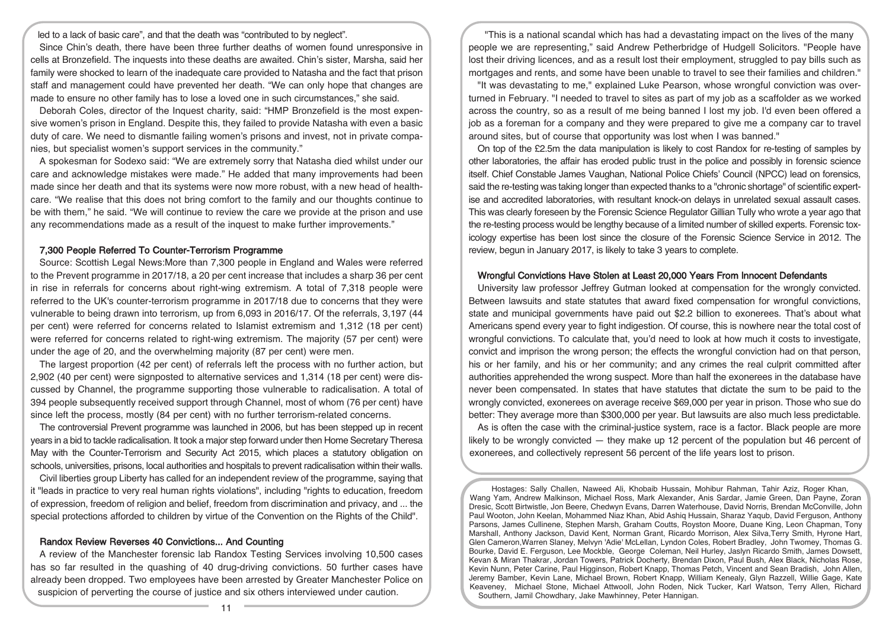led to a lack of basic care", and that the death was "contributed to by neglect".

Since Chin's death, there have been three further deaths of women found unresponsive in cells at Bronzefield. The inquests into these deaths are awaited. Chin's sister, Marsha, said her family were shocked to learn of the inadequate care provided to Natasha and the fact that prison staff and management could have prevented her death. "We can only hope that changes are made to ensure no other family has to lose a loved one in such circumstances," she said.

Deborah Coles, director of the Inquest charity, said: "HMP Bronzefield is the most expensive women's prison in England. Despite this, they failed to provide Natasha with even a basic duty of care. We need to dismantle failing women's prisons and invest, not in private companies, but specialist women's support services in the community."

A spokesman for Sodexo said: "We are extremely sorry that Natasha died whilst under our care and acknowledge mistakes were made." He added that many improvements had been made since her death and that its systems were now more robust, with a new head of healthcare. "We realise that this does not bring comfort to the family and our thoughts continue to be with them," he said. "We will continue to review the care we provide at the prison and use any recommendations made as a result of the inquest to make further improvements."

### 7,300 People Referred To Counter-Terrorism Programme

Source: Scottish Legal News:More than 7,300 people in England and Wales were referred to the Prevent programme in 2017/18, a 20 per cent increase that includes a sharp 36 per cent in rise in referrals for concerns about right-wing extremism. A total of 7,318 people were referred to the UK's counter-terrorism programme in 2017/18 due to concerns that they were vulnerable to being drawn into terrorism, up from 6,093 in 2016/17. Of the referrals, 3,197 (44 per cent) were referred for concerns related to Islamist extremism and 1,312 (18 per cent) were referred for concerns related to right-wing extremism. The majority (57 per cent) were under the age of 20, and the overwhelming majority (87 per cent) were men.

The largest proportion (42 per cent) of referrals left the process with no further action, but 2,902 (40 per cent) were signposted to alternative services and 1,314 (18 per cent) were discussed by Channel, the programme supporting those vulnerable to radicalisation. A total of 394 people subsequently received support through Channel, most of whom (76 per cent) have since left the process, mostly (84 per cent) with no further terrorism-related concerns.

The controversial Prevent programme was launched in 2006, but has been stepped up in recent years in a bid to tackle radicalisation. It took a major step forward under then Home Secretary Theresa May with the Counter-Terrorism and Security Act 2015, which places a statutory obligation on schools, universities, prisons, local authorities and hospitals to prevent radicalisation within their walls.

Civil liberties group Liberty has called for an independent review of the programme, saying that it "leads in practice to very real human rights violations", including "rights to education, freedom of expression, freedom of religion and belief, freedom from discrimination and privacy, and ... the special protections afforded to children by virtue of the Convention on the Rights of the Child".

### Randox Review Reverses 40 Convictions... And Counting

A review of the Manchester forensic lab Randox Testing Services involving 10,500 cases has so far resulted in the quashing of 40 drug-driving convictions. 50 further cases have already been dropped. Two employees have been arrested by Greater Manchester Police on suspicion of perverting the course of justice and six others interviewed under caution.

"This is a national scandal which has had a devastating impact on the lives of the many people we are representing," said Andrew Petherbridge of Hudgell Solicitors. "People have lost their driving licences, and as a result lost their employment, struggled to pay bills such as mortgages and rents, and some have been unable to travel to see their families and children."

"It was devastating to me," explained Luke Pearson, whose wrongful conviction was overturned in February. "I needed to travel to sites as part of my job as a scaffolder as we worked across the country, so as a result of me being banned I lost my job. I'd even been offered a job as a foreman for a company and they were prepared to give me a company car to travel around sites, but of course that opportunity was lost when I was banned."

On top of the £2.5m the data manipulation is likely to cost Randox for re-testing of samples by other laboratories, the affair has eroded public trust in the police and possibly in forensic science itself. Chief Constable James Vaughan, National Police Chiefs' Council (NPCC) lead on forensics, said the re-testing was taking longer than expected thanks to a "chronic shortage" of scientific expertise and accredited laboratories, with resultant knock-on delays in unrelated sexual assault cases. This was clearly foreseen by the Forensic Science Regulator Gillian Tully who wrote a year ago that the re-testing process would be lengthy because of a limited number of skilled experts. Forensic toxicology expertise has been lost since the closure of the Forensic Science Service in 2012. The review, begun in January 2017, is likely to take 3 years to complete.

### Wrongful Convictions Have Stolen at Least 20,000 Years From Innocent Defendants

University law professor Jeffrey Gutman looked at compensation for the wrongly convicted. Between lawsuits and state statutes that award fixed compensation for wrongful convictions, state and municipal governments have paid out $2.2 billion to exonerees. That's about what Americans spend every year to fight indigestion. Of course, this is nowhere near the total cost of wrongful convictions. To calculate that, you'd need to look at how much it costs to investigate, convict and imprison the wrong person; the effects the wrongful conviction had on that person, his or her family, and his or her community; and any crimes the real culprit committed after authorities apprehended the wrong suspect. More than half the exonerees in the database have never been compensated. In states that have statutes that dictate the sum to be paid to the wrongly convicted, exonerees on average receive $69,000 per year in prison. Those who sue do better: They average more than $300,000 per year. But lawsuits are also much less predictable.

As is often the case with the criminal-justice system, race is a factor. Black people are more likely to be wrongly convicted — they make up 12 percent of the population but 46 percent of exonerees, and collectively represent 56 percent of the life years lost to prison.

Hostages: Sally Challen, Naweed Ali, Khobaib Hussain, Mohibur Rahman, Tahir Aziz, Roger Khan, Wang Yam, Andrew Malkinson, Michael Ross, Mark Alexander, Anis Sardar, Jamie Green, Dan Payne, Zoran Dresic, Scott Birtwistle, Jon Beere, Chedwyn Evans, Darren Waterhouse, David Norris, Brendan McConville, John Paul Wooton, John Keelan, Mohammed Niaz Khan, Abid Ashiq Hussain, Sharaz Yaqub, David Ferguson, Anthony Parsons, James Cullinene, Stephen Marsh, Graham Coutts, Royston Moore, Duane King, Leon Chapman, Tony Marshall, Anthony Jackson, David Kent, Norman Grant, Ricardo Morrison, Alex Silva,Terry Smith, Hyrone Hart, Glen Cameron,Warren Slaney, Melvyn 'Adie' McLellan, Lyndon Coles, Robert Bradley, John Twomey, Thomas G. Bourke, David E. Ferguson, Lee Mockble, George Coleman, Neil Hurley, Jaslyn Ricardo Smith, James Dowsett, Kevan & Miran Thakrar, Jordan Towers, Patrick Docherty, Brendan Dixon, Paul Bush, Alex Black, Nicholas Rose, Kevin Nunn, Peter Carine, Paul Higginson, Robert Knapp, Thomas Petch, Vincent and Sean Bradish, John Allen, Jeremy Bamber, Kevin Lane, Michael Brown, Robert Knapp, William Kenealy, Glyn Razzell, Willie Gage, Kate Keaveney, Michael Stone, Michael Attwooll, John Roden, Nick Tucker, Karl Watson, Terry Allen, Richard Southern, Jamil Chowdhary, Jake Mawhinney, Peter Hannigan.